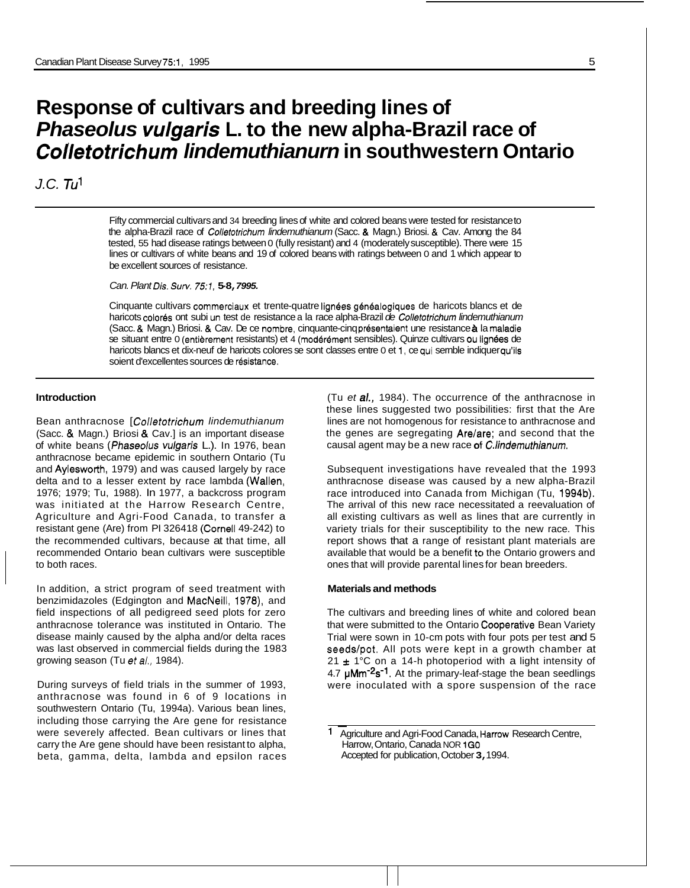# Response of cultivars and breeding lines of *Phaseolus vulgaris* L. to the new alpha-Brazil race of *Colletotrichum lindemuthianum* in southwestern Ontario

*J.C. Tu*[1]

Fifty commercial cultivars and 34 breeding lines of white and colored beans were tested for resistance to the alpha-Brazil race of *Colletotrichum lindemuthianum* (Sacc. & Magn.) Briosi. & Cav. Among the 84 tested, 55 had disease ratings between 0 (fully resistant) and 4 (moderately susceptible). There were 15 lines or cultivars of white beans and 19 of colored beans with ratings between 0 and 1 which appear to be excellent sources of resistance.

*Can. Plant Dis. Surv. 75:1*, **5-8, 1995.**

Cinquante cultivars commerciaux et trente-quatre lignées généalogiques de haricots blancs et de haricots colorés ont subi un test de resistance a la race alpha-Brazil *de Colletotrichum lindemuthianum* (Sacc. & Magn.) Briosi. & Cav. De ce nombre, cinquante-cinq présentaient une resistance à la maladie se situant entre 0 (entièrement resistants) et 4 (modérément sensibles). Quinze cultivars ou lignées de haricots blancs et dix-neuf de haricots colores se sont classes entre 0 et 1, ce qui semble indiquer qu'ils soient d'excellentes sources de résistance.

## Introduction

Bean anthracnose [*Colletotrichum lindemuthianum* (Sacc. & Magn.) Briosi & Cav.] is an important disease of white beans (*Phaseolus vulgaris* L.). In 1976, bean anthracnose became epidemic in southern Ontario (Tu and Aylesworth, 1979) and was caused largely by race delta and to a lesser extent by race lambda (Wallen, 1976; 1979; Tu, 1988). In 1977, a backcross program was initiated at the Harrow Research Centre, Agriculture and Agri-Food Canada, to transfer a resistant gene (Are) from PI 326418 (Cornell 49-242) to the recommended cultivars, because at that time, all recommended Ontario bean cultivars were susceptible to both races.

In addition, a strict program of seed treatment with benzimidazoles (Edgington and MacNeill, 1978), and field inspections of all pedigreed seed plots for zero anthracnose tolerance was instituted in Ontario. The disease mainly caused by the alpha and/or delta races was last observed in commercial fields during the 1983 growing season (Tu *et al.*, 1984).

During surveys of field trials in the summer of 1993, anthracnose was found in 6 of 9 locations in southwestern Ontario (Tu, 1994a). Various bean lines, including those carrying the Are gene for resistance were severely affected. Bean cultivars or lines that carry the Are gene should have been resistant to alpha, beta, gamma, delta, lambda and epsilon races (Tu *et al.*, 1984). The occurrence of the anthracnose in these lines suggested two possibilities: first that the Are lines are not homogenous for resistance to anthracnose and the genes are segregating Are/are; and second that the causal agent may be a new race of *C. lindemuthianum*.

Subsequent investigations have revealed that the 1993 anthracnose disease was caused by a new alpha-Brazil race introduced into Canada from Michigan (Tu, 1994b). The arrival of this new race necessitated a reevaluation of all existing cultivars as well as lines that are currently in variety trials for their susceptibility to the new race. This report shows that a range of resistant plant materials are available that would be a benefit to the Ontario growers and ones that will provide parental lines for bean breeders.

## Materials and methods

The cultivars and breeding lines of white and colored bean that were submitted to the Ontario Cooperative Bean Variety Trial were sown in 10-cm pots with four pots per test and 5 seeds/pot. All pots were kept in a growth chamber at 21 ± 1°C on a 14-h photoperiod with a light intensity of 4.7 $\mu Mm^{-2}s^{-1}$. At the primary-leaf-stage the bean seedlings were inoculated with a spore suspension of the race

---

[1] Agriculture and Agri-Food Canada, Harrow Research Centre, Harrow, Ontario, Canada N0R 1G0
Accepted for publication, October 3, 1994.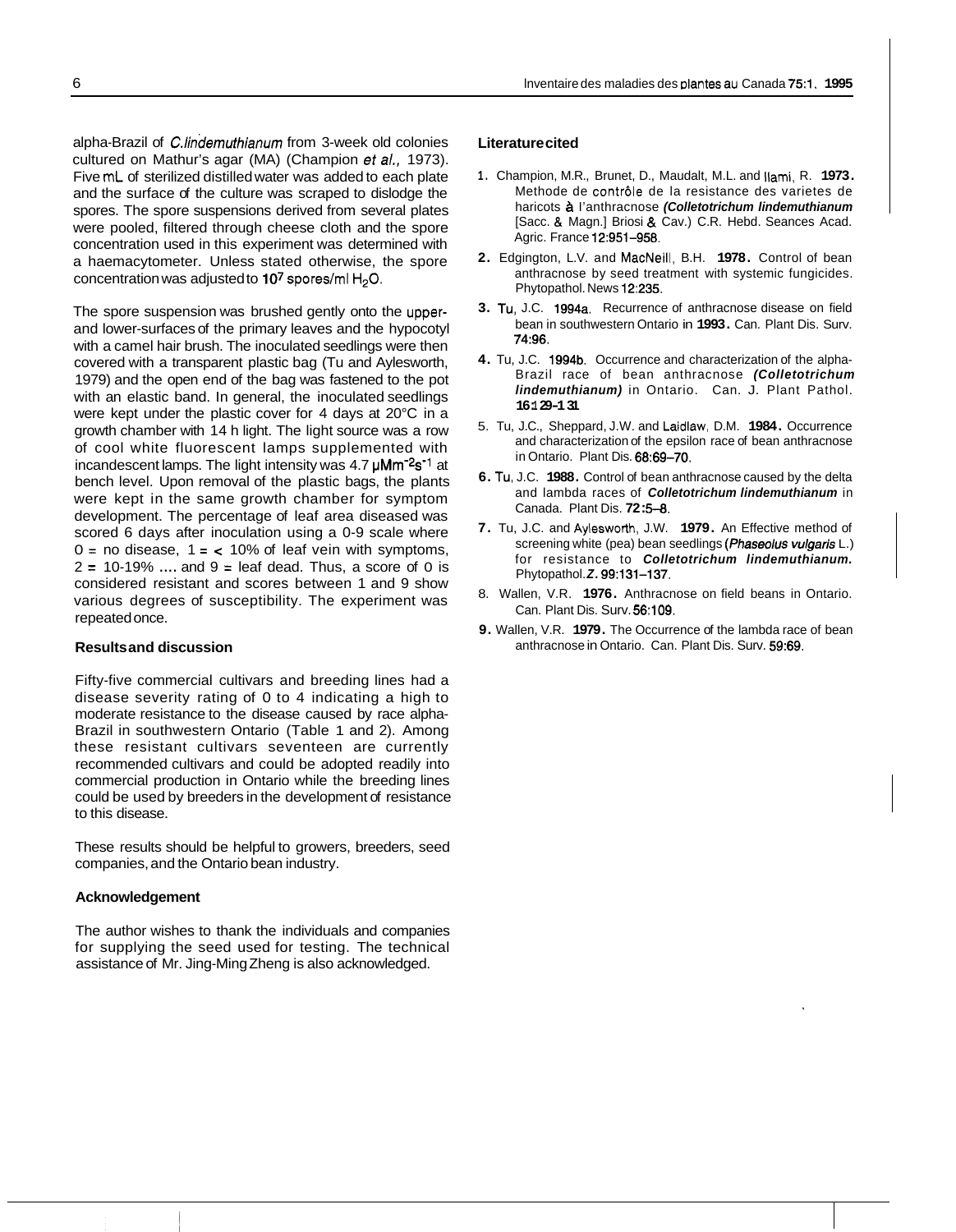alpha-Brazil of *C.lindemuthianum* from 3-week old colonies cultured on Mathur's agar (MA) (Champion *et al.,* 1973). Five mL of sterilized distilled water was added to each plate and the surface of the culture was scraped to dislodge the spores. The spore suspensions derived from several plates were pooled, filtered through cheese cloth and the spore concentration used in this experiment was determined with a haemacytometer. Unless stated otherwise, the spore concentration was adjusted to $10^7$ spores/ml $H_2O$.

The spore suspension was brushed gently onto the upper- and lower-surfaces of the primary leaves and the hypocotyl with a camel hair brush. The inoculated seedlings were then covered with a transparent plastic bag (Tu and Aylesworth, 1979) and the open end of the bag was fastened to the pot with an elastic band. In general, the inoculated seedlings were kept under the plastic cover for 4 days at 20°C in a growth chamber with 14 h light. The light source was a row of cool white fluorescent lamps supplemented with incandescent lamps. The light intensity was 4.7 $\mu Mm^{-2}s^{-1}$ at bench level. Upon removal of the plastic bags, the plants were kept in the same growth chamber for symptom development. The percentage of leaf area diseased was scored 6 days after inoculation using a 0-9 scale where 0 = no disease, 1 = < 10% of leaf vein with symptoms, 2 = 10-19% .... and 9 = leaf dead. Thus, a score of 0 is considered resistant and scores between 1 and 9 show various degrees of susceptibility. The experiment was repeated once.

### Results and discussion

Fifty-five commercial cultivars and breeding lines had a disease severity rating of 0 to 4 indicating a high to moderate resistance to the disease caused by race alpha-Brazil in southwestern Ontario (Table 1 and 2). Among these resistant cultivars seventeen are currently recommended cultivars and could be adopted readily into commercial production in Ontario while the breeding lines could be used by breeders in the development of resistance to this disease.

These results should be helpful to growers, breeders, seed companies, and the Ontario bean industry.

### Acknowledgement

The author wishes to thank the individuals and companies for supplying the seed used for testing. The technical assistance of Mr. Jing-Ming Zheng is also acknowledged.

### Literature cited

1. Champion, M.R., Brunet, D., Maudalt, M.L. and Ilami, R. **1973.** Methode de contrôle de la resistance des varietes de haricots à l'anthracnose ***(Colletotrichum lindemuthianum*** [Sacc. & Magn.] Briosi & Cav.) C.R. Hebd. Seances Acad. Agric. France 12:951–958.
2. Edgington, L.V. and MacNeill, B.H. **1978.** Control of bean anthracnose by seed treatment with systemic fungicides. Phytopathol. News 12:235.
3. Tu, J.C. 1994a. Recurrence of anthracnose disease on field bean in southwestern Ontario in **1993.** Can. Plant Dis. Surv. 74:96.
4. Tu, J.C. 1994b. Occurrence and characterization of the alpha-Brazil race of bean anthracnose ***(Colletotrichum lindemuthianum)*** in Ontario. Can. J. Plant Pathol. 16:129-131.
5. Tu, J.C., Sheppard, J.W. and Laidlaw, D.M. **1984.** Occurrence and characterization of the epsilon race of bean anthracnose in Ontario. Plant Dis. 68:69–70.
6. Tu, J.C. **1988.** Control of bean anthracnose caused by the delta and lambda races of ***Colletotrichum lindemuthianum*** in Canada. Plant Dis. **72**:5–8.
7. Tu, J.C. and Aylesworth, J.W. **1979.** An Effective method of screening white (pea) bean seedlings (*Phaseolus vulgaris* L.) for resistance to ***Colletotrichum lindemuthianum.*** Phytopathol. *Z.* 99:131–137.
8. Wallen, V.R. **1976.** Anthracnose on field beans in Ontario. Can. Plant Dis. Surv. 56:109.
9. Wallen, V.R. **1979.** The Occurrence of the lambda race of bean anthracnose in Ontario. Can. Plant Dis. Surv. 59:69.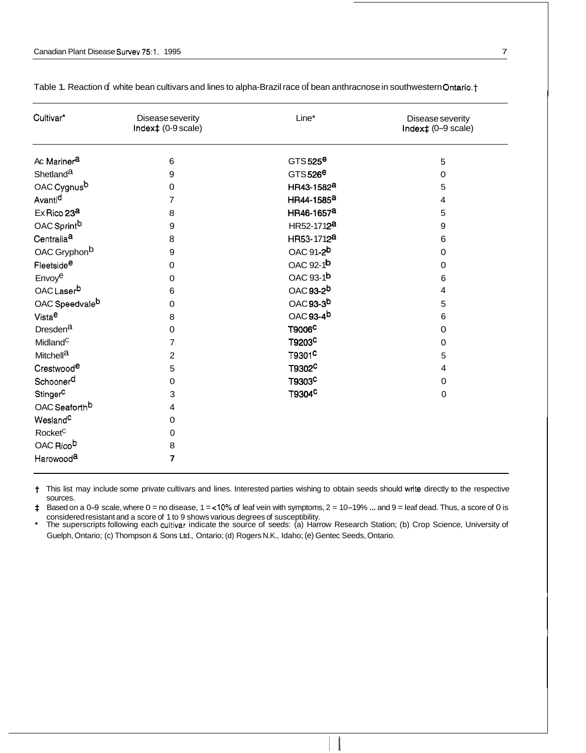Table 1. Reaction of white bean cultivars and lines to alpha-Brazil race of bean anthracnose in southwestern Ontario.†

| Cultivar* | Disease severity Index‡ (0-9 scale) | Line* | Disease severity Index‡ (0–9 scale) |
|---|---|---|---|
| Ac Mariner[a] | 6 | GTS 525[e] | 5 |
| Shetland[a] | 9 | GTS 526[e] | 0 |
| OAC Cygnus[b] | 0 | HR43-1582[a] | 5 |
| Avanti[d] | 7 | HR44-1585[a] | 4 |
| Ex Rico 23[a] | 8 | HR46-1657[a] | 5 |
| OAC Sprint[b] | 9 | HR52-1712[a] | 9 |
| Centralia[a] | 8 | HR53-1712[a] | 6 |
| OAC Gryphon[b] | 9 | OAC 91-2[b] | 0 |
| Fleetside[e] | 0 | OAC 92-1[b] | 0 |
| Envoy[e] | 0 | OAC 93-1[b] | 6 |
| OAC Laser[b] | 6 | OAC 93-2[b] | 4 |
| OAC Speedvale[b] | 0 | OAC 93-3[b] | 5 |
| Vista[e] | 8 | OAC 93-4[b] | 6 |
| Dresden[a] | 0 | T9006[c] | 0 |
| Midland[c] | 7 | T9203[c] | 0 |
| Mitchell[a] | 2 | T9301[c] | 5 |
| Crestwood[e] | 5 | T9302[c] | 4 |
| Schooner[d] | 0 | T9303[c] | 0 |
| Stinger[c] | 3 | T9304[c] | 0 |
| OAC Seaforth[b] | 4 | | |
| Wesland[c] | 0 | | |
| Rocket[c] | 0 | | |
| OAC Rico[b] | 8 | | |
| Harowood[a] | 7 | | |

† This list may include some private cultivars and lines. Interested parties wishing to obtain seeds should write directly to the respective sources.

‡ Based on a 0–9 scale, where 0 = no disease, 1 = <10% of leaf vein with symptoms, 2 = 10–19% ... and 9 = leaf dead. Thus, a score of 0 is considered resistant and a score of 1 to 9 shows various degrees of susceptibility.

\* The superscripts following each cultivar indicate the source of seeds: (a) Harrow Research Station; (b) Crop Science, University of Guelph, Ontario; (c) Thompson & Sons Ltd., Ontario; (d) Rogers N.K., Idaho; (e) Gentec Seeds, Ontario.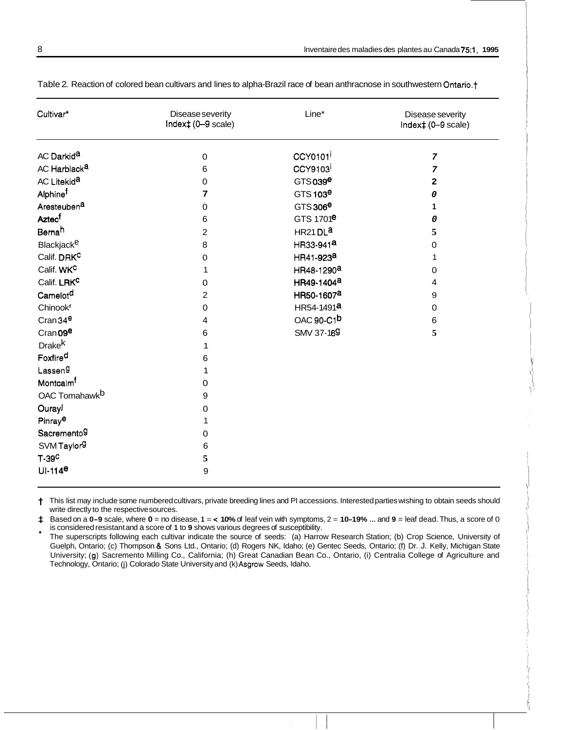Table 2. Reaction of colored bean cultivars and lines to alpha-Brazil race of bean anthracnose in southwestern Ontario.†

| Cultivar* | Disease severity Index‡ (0–9 scale) | Line* | Disease severity Index‡ (0–9 scale) |
|---|---|---|---|
| AC Darkid[a] | 0 | CCY0101[i] | 7 |
| AC Harblack[a] | 6 | CCY9103[i] | 7 |
| AC Litekid[a] | 0 | GTS 039[e] | 2 |
| Alphine[f] | 7 | GTS 103[e] | 0 |
| Aresteuben[a] | 0 | GTS 306[e] | 1 |
| Aztec[f] | 6 | GTS 1701[e] | 0 |
| Berna[h] | 2 | HR21 DL[a] | 5 |
| Blackjack[e] | 8 | HR33-941[a] | 0 |
| Calif. DRK[c] | 0 | HR41-923[a] | 1 |
| Calif. WK[c] | 1 | HR48-1290[a] | 0 |
| Calif. LRK[c] | 0 | HR49-1404[a] | 4 |
| Camelot[d] | 2 | HR50-1607[a] | 9 |
| Chinook[f] | 0 | HR54-1491[a] | 0 |
| Cran 34[e] | 4 | OAC 90-C1[b] | 6 |
| Cran 09[e] | 6 | SMV 37-16[g] | 5 |
| Drake[k] | 1 | | |
| Foxfire[d] | 6 | | |
| Lassen[g] | 1 | | |
| Montcalm[f] | 0 | | |
| OAC Tomahawk[b] | 9 | | |
| Ouray[j] | 0 | | |
| Pinray[e] | 1 | | |
| Sacremento[g] | 0 | | |
| SVM Taylor[g] | 6 | | |
| T-39[c] | 5 | | |
| UI-114[e] | 9 | | |

† This list may include some numbered cultivars, private breeding lines and PI accessions. Interested parties wishing to obtain seeds should write directly to the respective sources.

‡ Based on a **0–9** scale, where **0** = no disease, **1** = **< 10%** of leaf vein with symptoms, 2 = **10–19%** ... and **9** = leaf dead. Thus, a score of 0 is considered resistant and a score of **1** to **9** shows various degrees of susceptibility.

\* The superscripts following each cultivar indicate the source of seeds: (a) Harrow Research Station; (b) Crop Science, University of Guelph, Ontario; (c) Thompson & Sons Ltd., Ontario; (d) Rogers NK, Idaho; (e) Gentec Seeds, Ontario; (f) Dr. J. Kelly, Michigan State University; (g) Sacremento Milling Co., California; (h) Great Canadian Bean Co., Ontario, (i) Centralia College of Agriculture and Technology, Ontario; (j) Colorado State University and (k) Asgrow Seeds, Idaho.